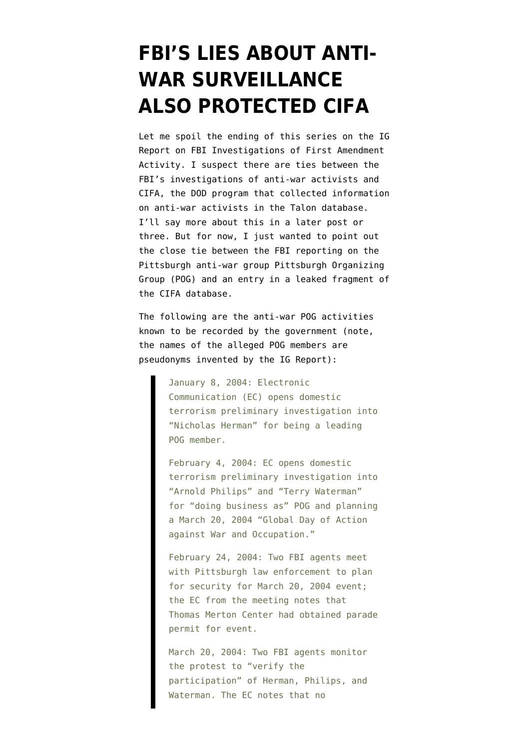# FBI'S LIES ABOUT ANTI-WAR SURVEILLANCE ALSO PROTECTED CIFA

Let me spoil the ending of this series on the IG Report on FBI Investigations of First Amendment Activity. I suspect there are ties between the FBI's investigations of anti-war activists and CIFA, the DOD program that collected information on anti-war activists in the Talon database. I'll say more about this in a later post or three. But for now, I just wanted to point out the close tie between the FBI reporting on the Pittsburgh anti-war group Pittsburgh Organizing Group (POG) and an entry in a leaked fragment of the CIFA database.

The following are the anti-war POG activities known to be recorded by the government (note, the names of the alleged POG members are pseudonyms invented by the IG Report):

> January 8, 2004: Electronic Communication (EC) opens domestic terrorism preliminary investigation into "Nicholas Herman" for being a leading POG member.
>
> February 4, 2004: EC opens domestic terrorism preliminary investigation into "Arnold Philips" and "Terry Waterman" for "doing business as" POG and planning a March 20, 2004 "Global Day of Action against War and Occupation."
>
> February 24, 2004: Two FBI agents meet with Pittsburgh law enforcement to plan for security for March 20, 2004 event; the EC from the meeting notes that Thomas Merton Center had obtained parade permit for event.
>
> March 20, 2004: Two FBI agents monitor the protest to "verify the participation" of Herman, Philips, and Waterman. The EC notes that no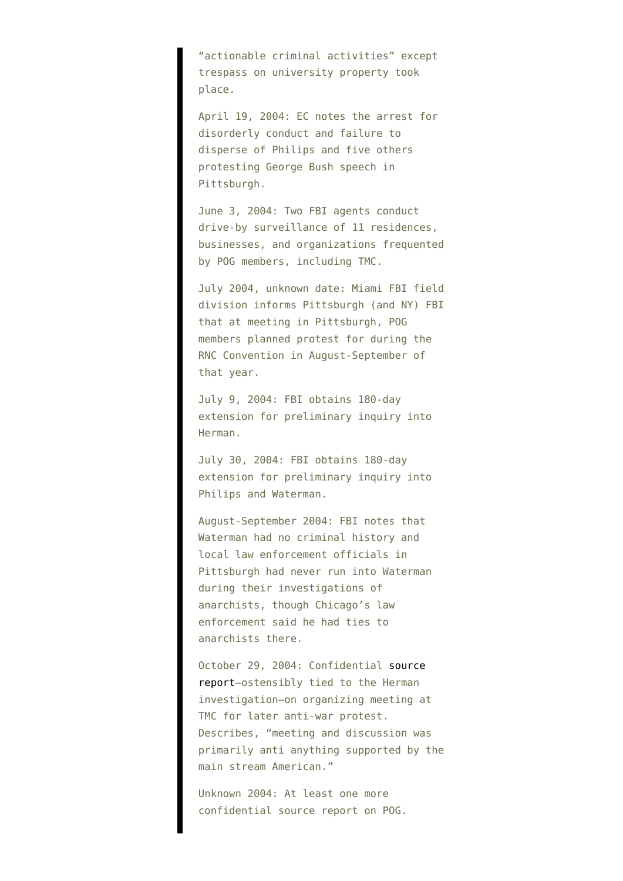"actionable criminal activities" except trespass on university property took place.

April 19, 2004: EC notes the arrest for disorderly conduct and failure to disperse of Philips and five others protesting George Bush speech in Pittsburgh.

June 3, 2004: Two FBI agents conduct drive-by surveillance of 11 residences, businesses, and organizations frequented by POG members, including TMC.

July 2004, unknown date: Miami FBI field division informs Pittsburgh (and NY) FBI that at meeting in Pittsburgh, POG members planned protest for during the RNC Convention in August-September of that year.

July 9, 2004: FBI obtains 180-day extension for preliminary inquiry into Herman.

July 30, 2004: FBI obtains 180-day extension for preliminary inquiry into Philips and Waterman.

August-September 2004: FBI notes that Waterman had no criminal history and local law enforcement officials in Pittsburgh had never run into Waterman during their investigations of anarchists, though Chicago's law enforcement said he had ties to anarchists there.

October 29, 2004: Confidential source report—ostensibly tied to the Herman investigation—on organizing meeting at TMC for later anti-war protest. Describes, "meeting and discussion was primarily anti anything supported by the main stream American."

Unknown 2004: At least one more confidential source report on POG.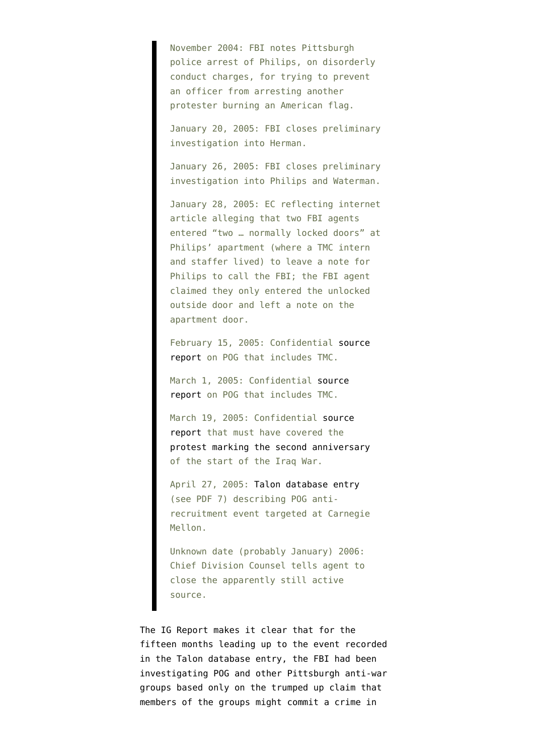> November 2004: FBI notes Pittsburgh police arrest of Philips, on disorderly conduct charges, for trying to prevent an officer from arresting another protester burning an American flag.
>
> January 20, 2005: FBI closes preliminary investigation into Herman.
>
> January 26, 2005: FBI closes preliminary investigation into Philips and Waterman.
>
> January 28, 2005: EC reflecting internet article alleging that two FBI agents entered "two … normally locked doors" at Philips' apartment (where a TMC intern and staffer lived) to leave a note for Philips to call the FBI; the FBI agent claimed they only entered the unlocked outside door and left a note on the apartment door.
>
> February 15, 2005: Confidential source report on POG that includes TMC.
>
> March 1, 2005: Confidential source report on POG that includes TMC.
>
> March 19, 2005: Confidential source report that must have covered the protest marking the second anniversary of the start of the Iraq War.
>
> April 27, 2005: Talon database entry (see PDF 7) describing POG anti-recruitment event targeted at Carnegie Mellon.
>
> Unknown date (probably January) 2006: Chief Division Counsel tells agent to close the apparently still active source.

The IG Report makes it clear that for the fifteen months leading up to the event recorded in the Talon database entry, the FBI had been investigating POG and other Pittsburgh anti-war groups based only on the trumped up claim that members of the groups might commit a crime in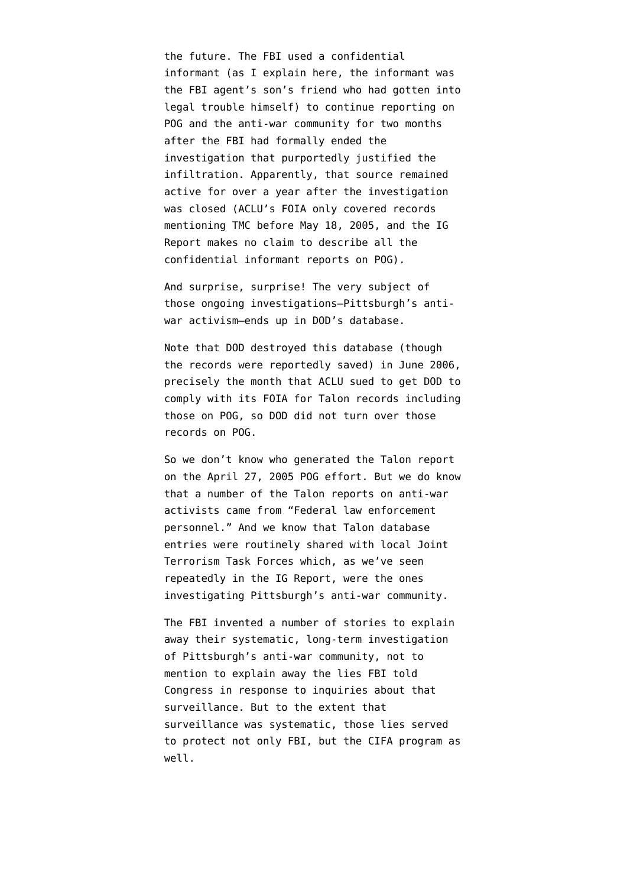the future. The FBI used a confidential informant (as I explain here, the informant was the FBI agent's son's friend who had gotten into legal trouble himself) to continue reporting on POG and the anti-war community for two months after the FBI had formally ended the investigation that purportedly justified the infiltration. Apparently, that source remained active for over a year after the investigation was closed (ACLU's FOIA only covered records mentioning TMC before May 18, 2005, and the IG Report makes no claim to describe all the confidential informant reports on POG).

And surprise, surprise! The very subject of those ongoing investigations–Pittsburgh's anti-war activism–ends up in DOD's database.

Note that DOD destroyed this database (though the records were reportedly saved) in June 2006, precisely the month that ACLU sued to get DOD to comply with its FOIA for Talon records including those on POG, so DOD did not turn over those records on POG.

So we don't know who generated the Talon report on the April 27, 2005 POG effort. But we do know that a number of the Talon reports on anti-war activists came from "Federal law enforcement personnel." And we know that Talon database entries were routinely shared with local Joint Terrorism Task Forces which, as we've seen repeatedly in the IG Report, were the ones investigating Pittsburgh's anti-war community.

The FBI invented a number of stories to explain away their systematic, long-term investigation of Pittsburgh's anti-war community, not to mention to explain away the lies FBI told Congress in response to inquiries about that surveillance. But to the extent that surveillance was systematic, those lies served to protect not only FBI, but the CIFA program as well.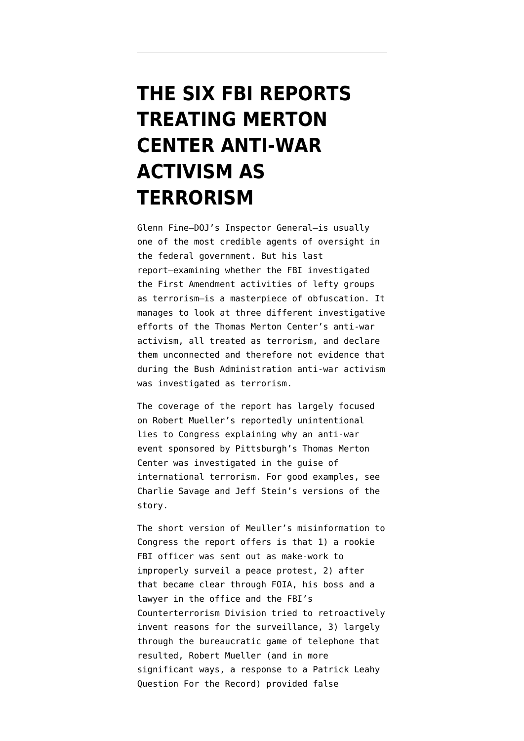# THE SIX FBI REPORTS TREATING MERTON CENTER ANTI-WAR ACTIVISM AS TERRORISM

Glenn Fine—DOJ's Inspector General—is usually one of the most credible agents of oversight in the federal government. But his last report—examining whether the FBI investigated the First Amendment activities of lefty groups as terrorism—is a masterpiece of obfuscation. It manages to look at three different investigative efforts of the Thomas Merton Center's anti-war activism, all treated as terrorism, and declare them unconnected and therefore not evidence that during the Bush Administration anti-war activism was investigated as terrorism.

The coverage of the report has largely focused on Robert Mueller's reportedly unintentional lies to Congress explaining why an anti-war event sponsored by Pittsburgh's Thomas Merton Center was investigated in the guise of international terrorism. For good examples, see Charlie Savage and Jeff Stein's versions of the story.

The short version of Meuller's misinformation to Congress the report offers is that 1) a rookie FBI officer was sent out as make-work to improperly surveil a peace protest, 2) after that became clear through FOIA, his boss and a lawyer in the office and the FBI's Counterterrorism Division tried to retroactively invent reasons for the surveillance, 3) largely through the bureaucratic game of telephone that resulted, Robert Mueller (and in more significant ways, a response to a Patrick Leahy Question For the Record) provided false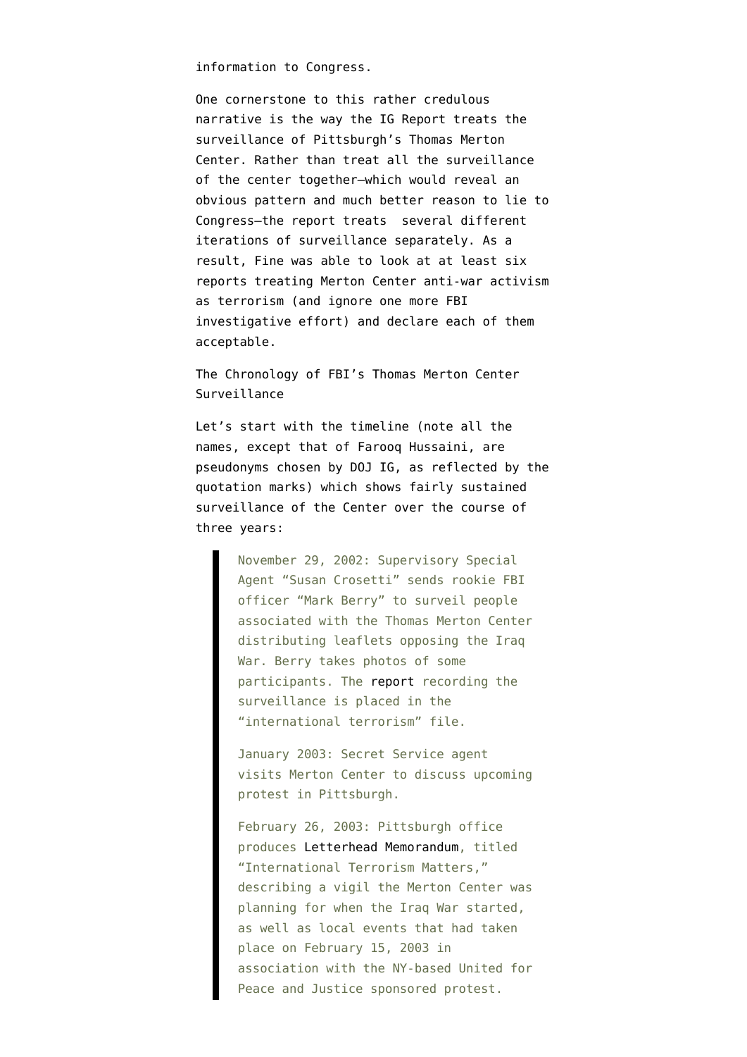information to Congress.

One cornerstone to this rather credulous narrative is the way the IG Report treats the surveillance of Pittsburgh's Thomas Merton Center. Rather than treat all the surveillance of the center together—which would reveal an obvious pattern and much better reason to lie to Congress—the report treats several different iterations of surveillance separately. As a result, Fine was able to look at at least six reports treating Merton Center anti-war activism as terrorism (and ignore one more FBI investigative effort) and declare each of them acceptable.

The Chronology of FBI's Thomas Merton Center Surveillance

Let's start with the timeline (note all the names, except that of Farooq Hussaini, are pseudonyms chosen by DOJ IG, as reflected by the quotation marks) which shows fairly sustained surveillance of the Center over the course of three years:

> November 29, 2002: Supervisory Special Agent "Susan Crosetti" sends rookie FBI officer "Mark Berry" to surveil people associated with the Thomas Merton Center distributing leaflets opposing the Iraq War. Berry takes photos of some participants. The report recording the surveillance is placed in the "international terrorism" file.
>
> January 2003: Secret Service agent visits Merton Center to discuss upcoming protest in Pittsburgh.
>
> February 26, 2003: Pittsburgh office produces Letterhead Memorandum, titled "International Terrorism Matters," describing a vigil the Merton Center was planning for when the Iraq War started, as well as local events that had taken place on February 15, 2003 in association with the NY-based United for Peace and Justice sponsored protest.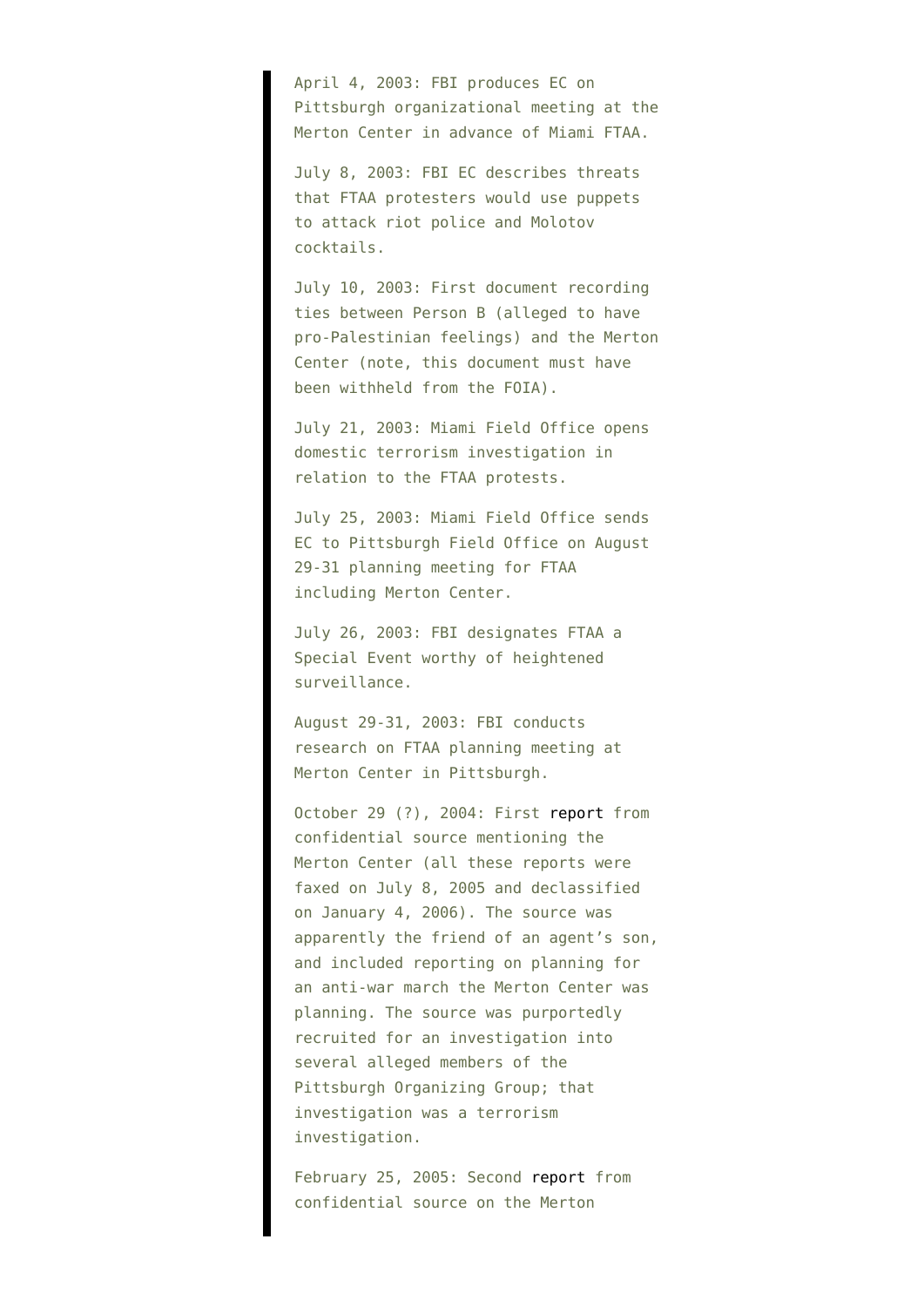April 4, 2003: FBI produces EC on Pittsburgh organizational meeting at the Merton Center in advance of Miami FTAA.

July 8, 2003: FBI EC describes threats that FTAA protesters would use puppets to attack riot police and Molotov cocktails.

July 10, 2003: First document recording ties between Person B (alleged to have pro-Palestinian feelings) and the Merton Center (note, this document must have been withheld from the FOIA).

July 21, 2003: Miami Field Office opens domestic terrorism investigation in relation to the FTAA protests.

July 25, 2003: Miami Field Office sends EC to Pittsburgh Field Office on August 29-31 planning meeting for FTAA including Merton Center.

July 26, 2003: FBI designates FTAA a Special Event worthy of heightened surveillance.

August 29-31, 2003: FBI conducts research on FTAA planning meeting at Merton Center in Pittsburgh.

October 29 (?), 2004: First report from confidential source mentioning the Merton Center (all these reports were faxed on July 8, 2005 and declassified on January 4, 2006). The source was apparently the friend of an agent's son, and included reporting on planning for an anti-war march the Merton Center was planning. The source was purportedly recruited for an investigation into several alleged members of the Pittsburgh Organizing Group; that investigation was a terrorism investigation.

February 25, 2005: Second report from confidential source on the Merton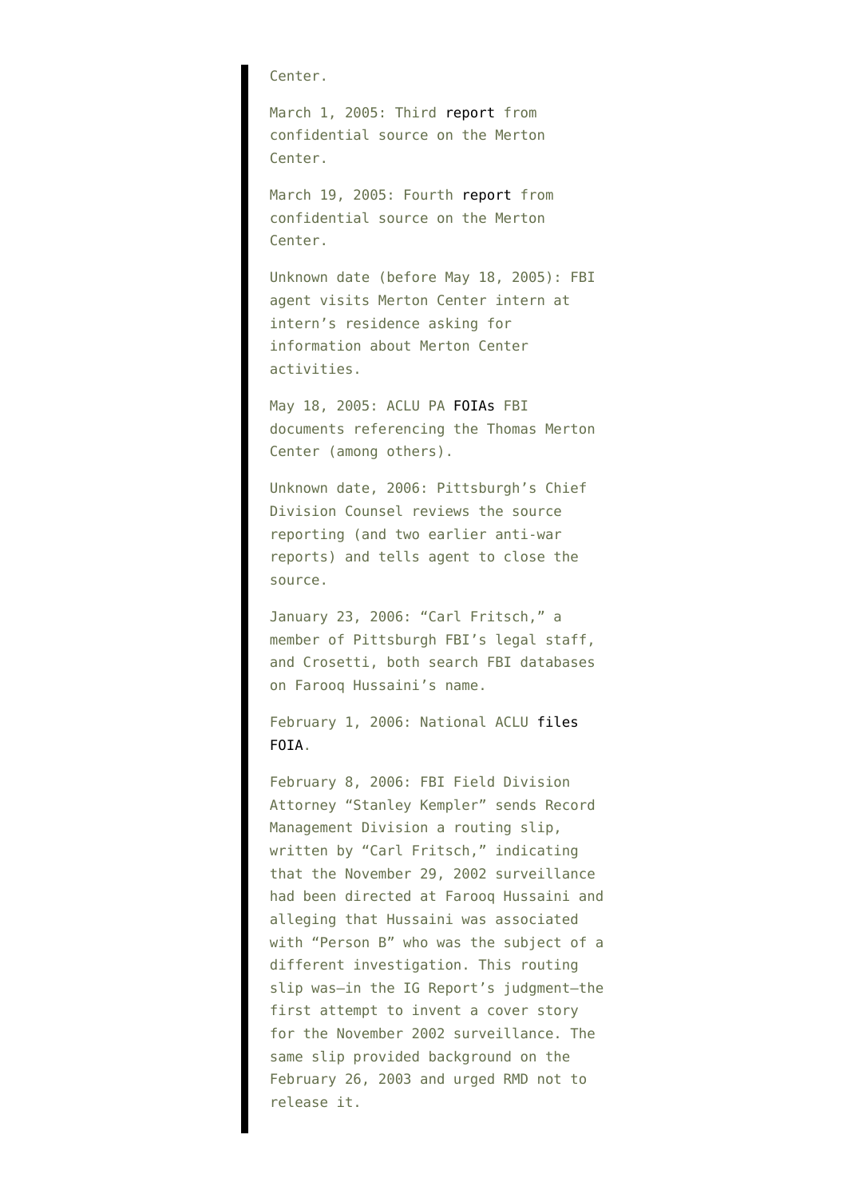Center.

March 1, 2005: Third report from confidential source on the Merton Center.

March 19, 2005: Fourth report from confidential source on the Merton Center.

Unknown date (before May 18, 2005): FBI agent visits Merton Center intern at intern's residence asking for information about Merton Center activities.

May 18, 2005: ACLU PA FOIAs FBI documents referencing the Thomas Merton Center (among others).

Unknown date, 2006: Pittsburgh's Chief Division Counsel reviews the source reporting (and two earlier anti-war reports) and tells agent to close the source.

January 23, 2006: "Carl Fritsch," a member of Pittsburgh FBI's legal staff, and Crosetti, both search FBI databases on Farooq Hussaini's name.

February 1, 2006: National ACLU files FOIA.

February 8, 2006: FBI Field Division Attorney "Stanley Kempler" sends Record Management Division a routing slip, written by "Carl Fritsch," indicating that the November 29, 2002 surveillance had been directed at Farooq Hussaini and alleging that Hussaini was associated with "Person B" who was the subject of a different investigation. This routing slip was—in the IG Report's judgment—the first attempt to invent a cover story for the November 2002 surveillance. The same slip provided background on the February 26, 2003 and urged RMD not to release it.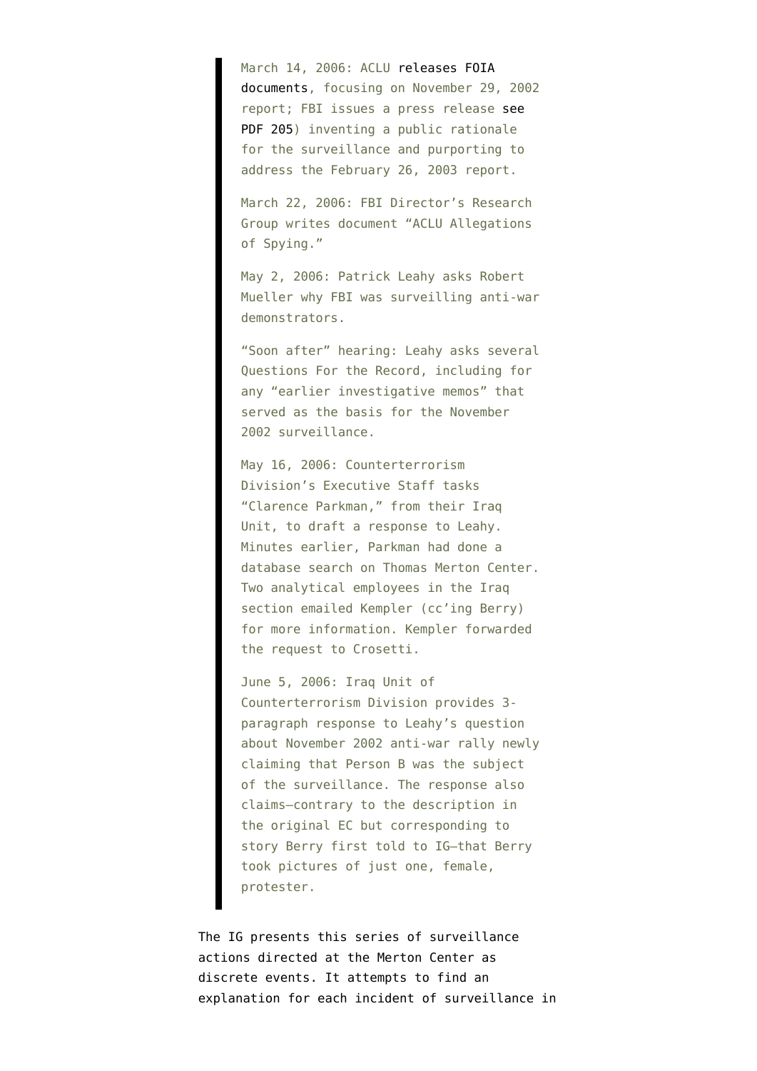> March 14, 2006: ACLU releases FOIA documents, focusing on November 29, 2002 report; FBI issues a press release see PDF 205) inventing a public rationale for the surveillance and purporting to address the February 26, 2003 report.
>
> March 22, 2006: FBI Director's Research Group writes document "ACLU Allegations of Spying."
>
> May 2, 2006: Patrick Leahy asks Robert Mueller why FBI was surveilling anti-war demonstrators.
>
> "Soon after" hearing: Leahy asks several Questions For the Record, including for any "earlier investigative memos" that served as the basis for the November 2002 surveillance.
>
> May 16, 2006: Counterterrorism Division's Executive Staff tasks "Clarence Parkman," from their Iraq Unit, to draft a response to Leahy. Minutes earlier, Parkman had done a database search on Thomas Merton Center. Two analytical employees in the Iraq section emailed Kempler (cc'ing Berry) for more information. Kempler forwarded the request to Crosetti.
>
> June 5, 2006: Iraq Unit of Counterterrorism Division provides 3-paragraph response to Leahy's question about November 2002 anti-war rally newly claiming that Person B was the subject of the surveillance. The response also claims—contrary to the description in the original EC but corresponding to story Berry first told to IG—that Berry took pictures of just one, female, protester.

The IG presents this series of surveillance actions directed at the Merton Center as discrete events. It attempts to find an explanation for each incident of surveillance in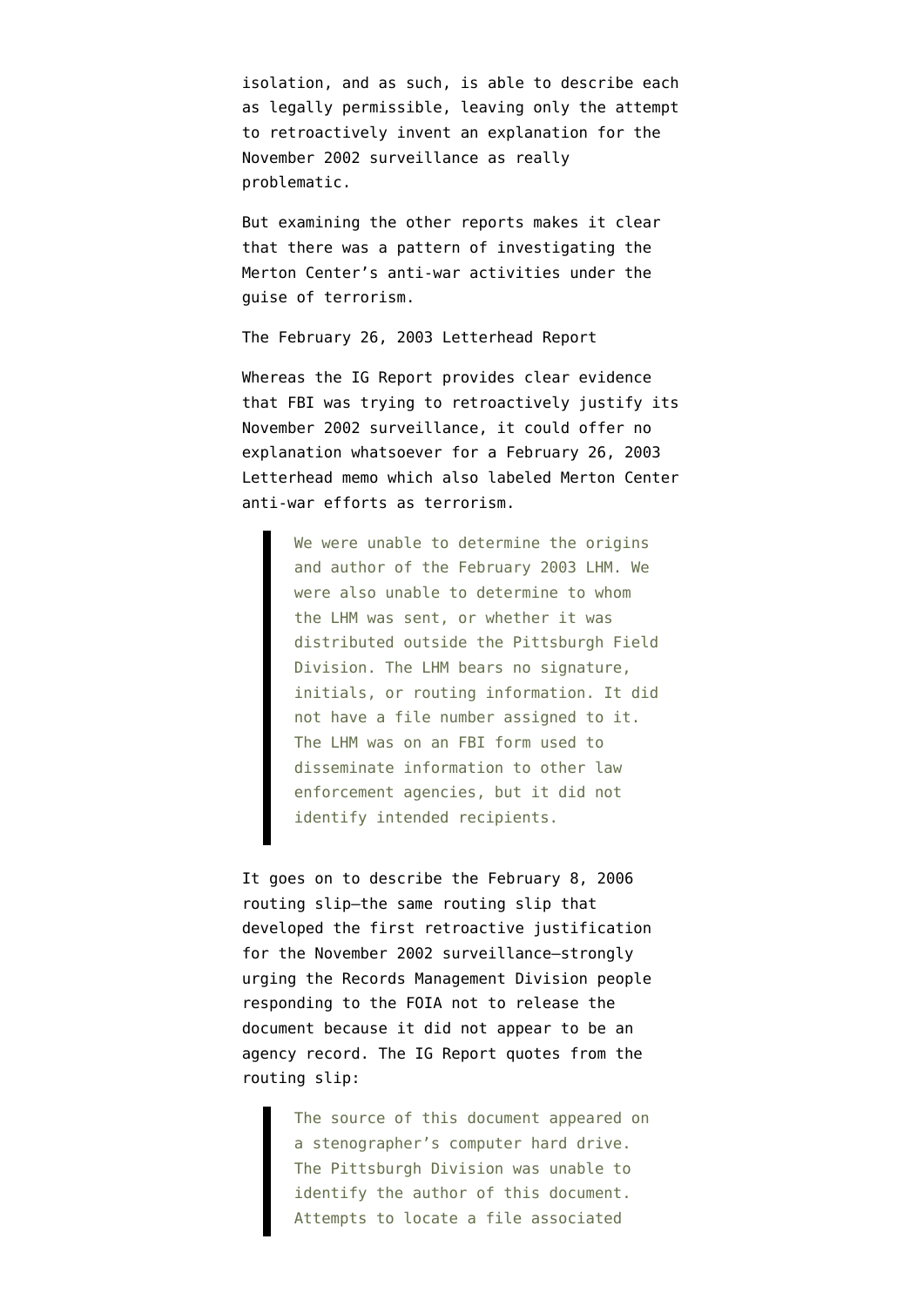isolation, and as such, is able to describe each as legally permissible, leaving only the attempt to retroactively invent an explanation for the November 2002 surveillance as really problematic.

But examining the other reports makes it clear that there was a pattern of investigating the Merton Center's anti-war activities under the guise of terrorism.

The February 26, 2003 Letterhead Report

Whereas the IG Report provides clear evidence that FBI was trying to retroactively justify its November 2002 surveillance, it could offer no explanation whatsoever for a February 26, 2003 Letterhead memo which also labeled Merton Center anti-war efforts as terrorism.

> We were unable to determine the origins and author of the February 2003 LHM. We were also unable to determine to whom the LHM was sent, or whether it was distributed outside the Pittsburgh Field Division. The LHM bears no signature, initials, or routing information. It did not have a file number assigned to it. The LHM was on an FBI form used to disseminate information to other law enforcement agencies, but it did not identify intended recipients.

It goes on to describe the February 8, 2006 routing slip—the same routing slip that developed the first retroactive justification for the November 2002 surveillance—strongly urging the Records Management Division people responding to the FOIA not to release the document because it did not appear to be an agency record. The IG Report quotes from the routing slip:

> The source of this document appeared on a stenographer's computer hard drive. The Pittsburgh Division was unable to identify the author of this document. Attempts to locate a file associated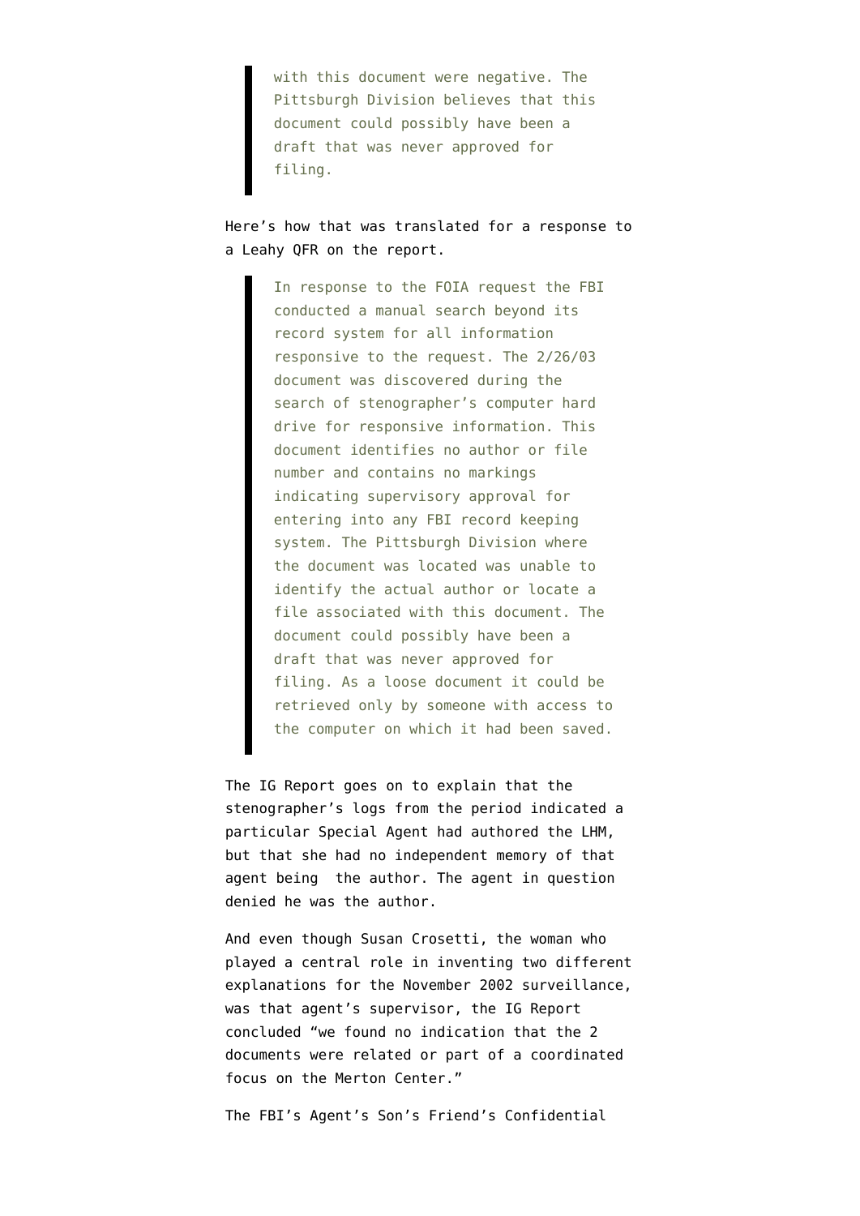> with this document were negative. The Pittsburgh Division believes that this document could possibly have been a draft that was never approved for filing.

Here's how that was translated for a response to a Leahy QFR on the report.

> In response to the FOIA request the FBI conducted a manual search beyond its record system for all information responsive to the request. The 2/26/03 document was discovered during the search of stenographer's computer hard drive for responsive information. This document identifies no author or file number and contains no markings indicating supervisory approval for entering into any FBI record keeping system. The Pittsburgh Division where the document was located was unable to identify the actual author or locate a file associated with this document. The document could possibly have been a draft that was never approved for filing. As a loose document it could be retrieved only by someone with access to the computer on which it had been saved.

The IG Report goes on to explain that the stenographer's logs from the period indicated a particular Special Agent had authored the LHM, but that she had no independent memory of that agent being the author. The agent in question denied he was the author.

And even though Susan Crosetti, the woman who played a central role in inventing two different explanations for the November 2002 surveillance, was that agent's supervisor, the IG Report concluded "we found no indication that the 2 documents were related or part of a coordinated focus on the Merton Center."

The FBI's Agent's Son's Friend's Confidential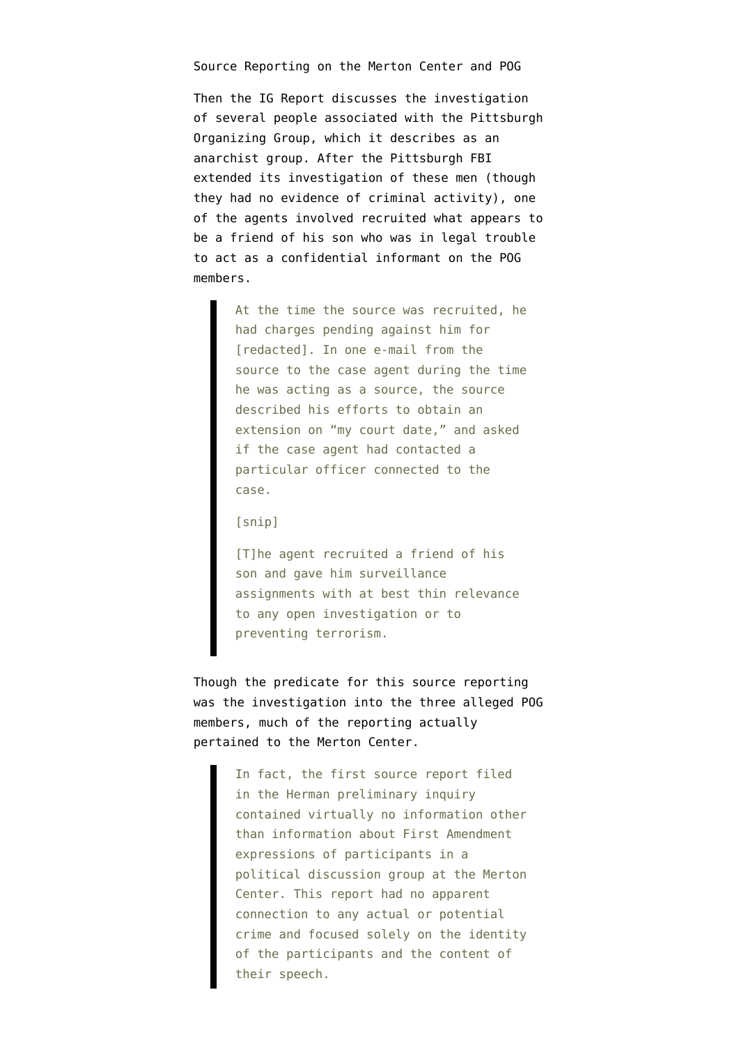Source Reporting on the Merton Center and POG

Then the IG Report discusses the investigation of several people associated with the Pittsburgh Organizing Group, which it describes as an anarchist group. After the Pittsburgh FBI extended its investigation of these men (though they had no evidence of criminal activity), one of the agents involved recruited what appears to be a friend of his son who was in legal trouble to act as a confidential informant on the POG members.

> At the time the source was recruited, he had charges pending against him for [redacted]. In one e-mail from the source to the case agent during the time he was acting as a source, the source described his efforts to obtain an extension on "my court date," and asked if the case agent had contacted a particular officer connected to the case.
>
> [snip]
>
> [T]he agent recruited a friend of his son and gave him surveillance assignments with at best thin relevance to any open investigation or to preventing terrorism.

Though the predicate for this source reporting was the investigation into the three alleged POG members, much of the reporting actually pertained to the Merton Center.

> In fact, the first source report filed in the Herman preliminary inquiry contained virtually no information other than information about First Amendment expressions of participants in a political discussion group at the Merton Center. This report had no apparent connection to any actual or potential crime and focused solely on the identity of the participants and the content of their speech.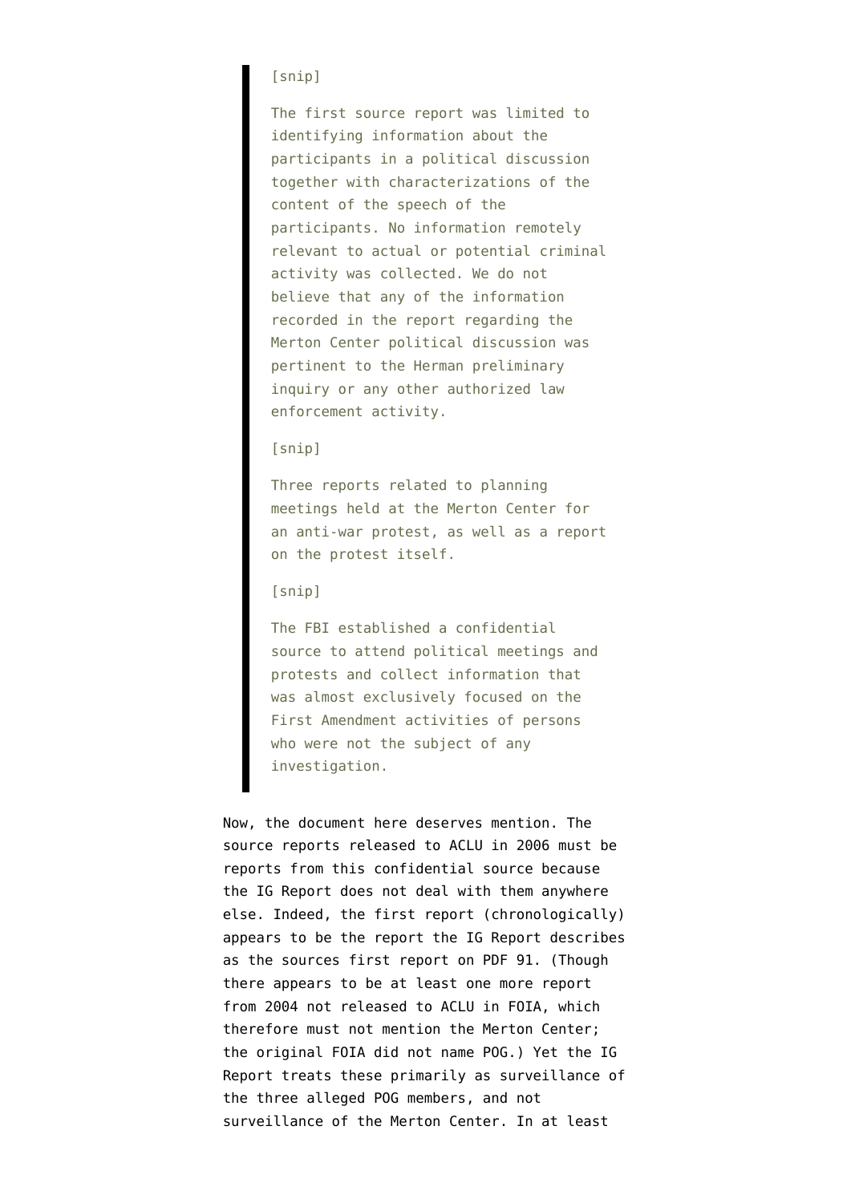> [snip]
>
> The first source report was limited to identifying information about the participants in a political discussion together with characterizations of the content of the speech of the participants. No information remotely relevant to actual or potential criminal activity was collected. We do not believe that any of the information recorded in the report regarding the Merton Center political discussion was pertinent to the Herman preliminary inquiry or any other authorized law enforcement activity.
>
> [snip]
>
> Three reports related to planning meetings held at the Merton Center for an anti-war protest, as well as a report on the protest itself.
>
> [snip]
>
> The FBI established a confidential source to attend political meetings and protests and collect information that was almost exclusively focused on the First Amendment activities of persons who were not the subject of any investigation.

Now, the document here deserves mention. The source reports released to ACLU in 2006 must be reports from this confidential source because the IG Report does not deal with them anywhere else. Indeed, the first report (chronologically) appears to be the report the IG Report describes as the sources first report on PDF 91. (Though there appears to be at least one more report from 2004 not released to ACLU in FOIA, which therefore must not mention the Merton Center; the original FOIA did not name POG.) Yet the IG Report treats these primarily as surveillance of the three alleged POG members, and not surveillance of the Merton Center. In at least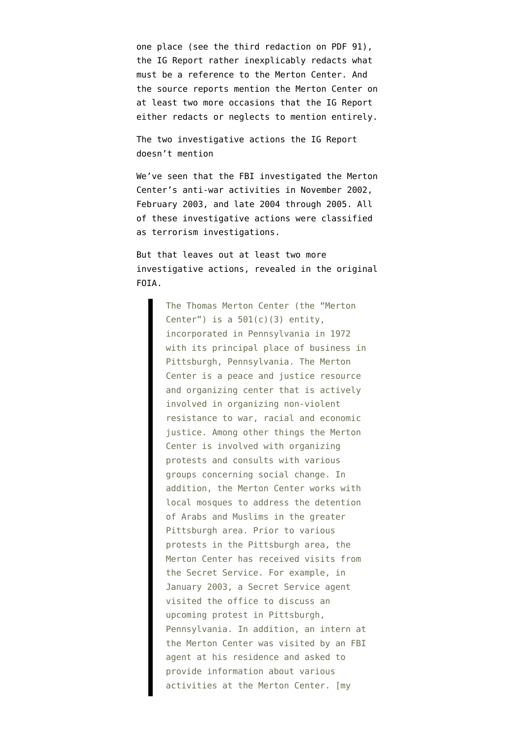one place (see the third redaction on PDF 91), the IG Report rather inexplicably redacts what must be a reference to the Merton Center. And the source reports mention the Merton Center on at least two more occasions that the IG Report either redacts or neglects to mention entirely.

The two investigative actions the IG Report doesn't mention

We've seen that the FBI investigated the Merton Center's anti-war activities in November 2002, February 2003, and late 2004 through 2005. All of these investigative actions were classified as terrorism investigations.

But that leaves out at least two more investigative actions, revealed in the original FOIA.

> The Thomas Merton Center (the "Merton Center") is a 501(c)(3) entity, incorporated in Pennsylvania in 1972 with its principal place of business in Pittsburgh, Pennsylvania. The Merton Center is a peace and justice resource and organizing center that is actively involved in organizing non-violent resistance to war, racial and economic justice. Among other things the Merton Center is involved with organizing protests and consults with various groups concerning social change. In addition, the Merton Center works with local mosques to address the detention of Arabs and Muslims in the greater Pittsburgh area. Prior to various protests in the Pittsburgh area, the Merton Center has received visits from the Secret Service. For example, in January 2003, a Secret Service agent visited the office to discuss an upcoming protest in Pittsburgh, Pennsylvania. In addition, an intern at the Merton Center was visited by an FBI agent at his residence and asked to provide information about various activities at the Merton Center. [my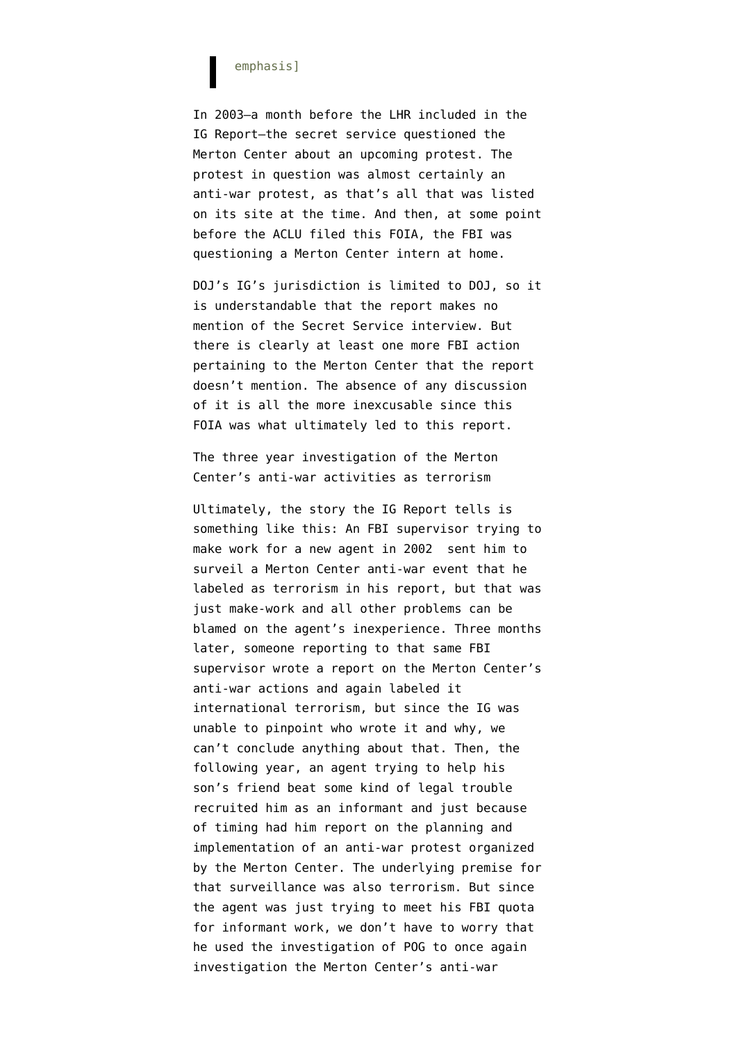> emphasis]

In 2003—a month before the LHR included in the IG Report—the secret service questioned the Merton Center about an upcoming protest. The protest in question was almost certainly an anti-war protest, as that's all that was listed on its site at the time. And then, at some point before the ACLU filed this FOIA, the FBI was questioning a Merton Center intern at home.

DOJ's IG's jurisdiction is limited to DOJ, so it is understandable that the report makes no mention of the Secret Service interview. But there is clearly at least one more FBI action pertaining to the Merton Center that the report doesn't mention. The absence of any discussion of it is all the more inexcusable since this FOIA was what ultimately led to this report.

The three year investigation of the Merton Center's anti-war activities as terrorism

Ultimately, the story the IG Report tells is something like this: An FBI supervisor trying to make work for a new agent in 2002 sent him to surveil a Merton Center anti-war event that he labeled as terrorism in his report, but that was just make-work and all other problems can be blamed on the agent's inexperience. Three months later, someone reporting to that same FBI supervisor wrote a report on the Merton Center's anti-war actions and again labeled it international terrorism, but since the IG was unable to pinpoint who wrote it and why, we can't conclude anything about that. Then, the following year, an agent trying to help his son's friend beat some kind of legal trouble recruited him as an informant and just because of timing had him report on the planning and implementation of an anti-war protest organized by the Merton Center. The underlying premise for that surveillance was also terrorism. But since the agent was just trying to meet his FBI quota for informant work, we don't have to worry that he used the investigation of POG to once again investigation the Merton Center's anti-war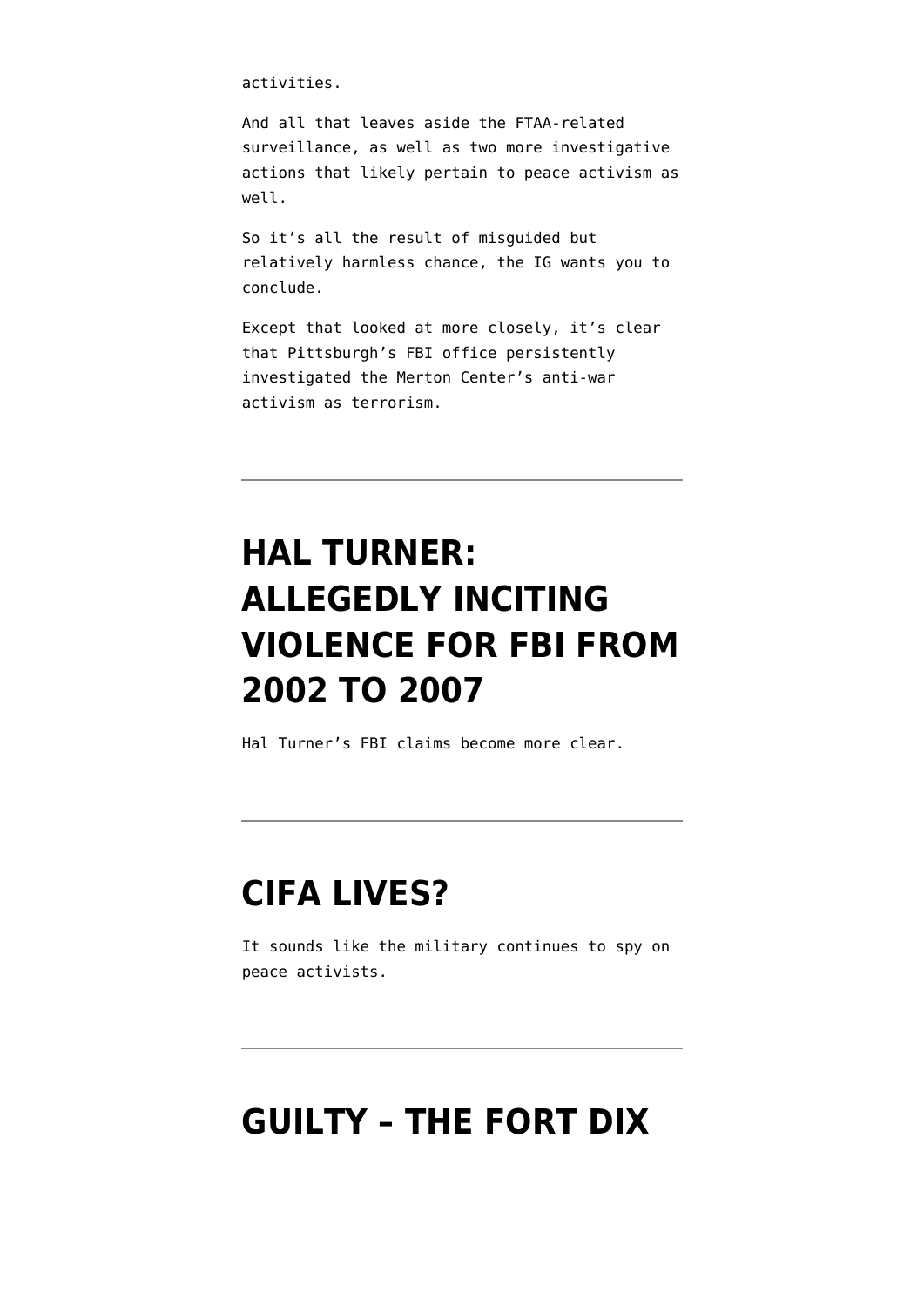activities.

And all that leaves aside the FTAA-related surveillance, as well as two more investigative actions that likely pertain to peace activism as well.

So it's all the result of misguided but relatively harmless chance, the IG wants you to conclude.

Except that looked at more closely, it's clear that Pittsburgh's FBI office persistently investigated the Merton Center's anti-war activism as terrorism.

---

# HAL TURNER: ALLEGEDLY INCITING VIOLENCE FOR FBI FROM 2002 TO 2007

Hal Turner's FBI claims become more clear.

---

# CIFA LIVES?

It sounds like the military continues to spy on peace activists.

---

# GUILTY – THE FORT DIX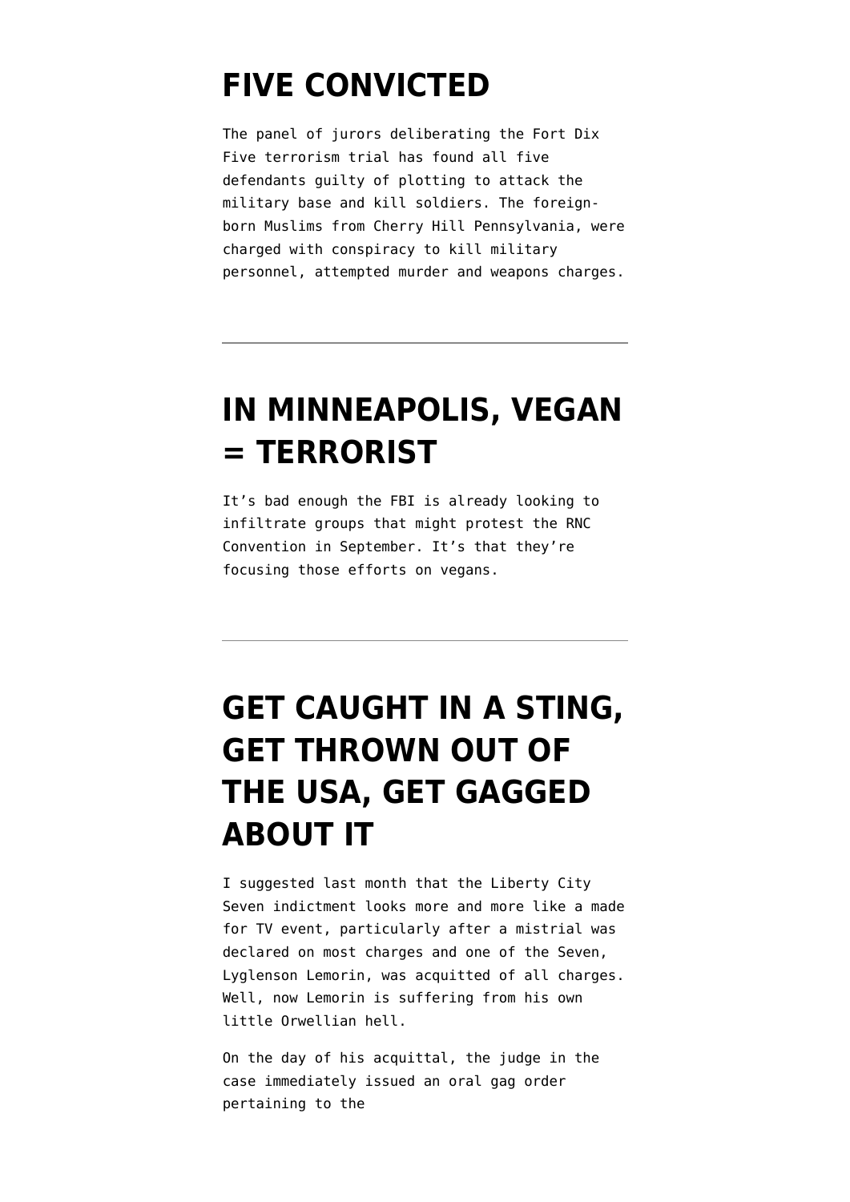# FIVE CONVICTED

The panel of jurors deliberating the Fort Dix Five terrorism trial has found all five defendants guilty of plotting to attack the military base and kill soldiers. The foreign-born Muslims from Cherry Hill Pennsylvania, were charged with conspiracy to kill military personnel, attempted murder and weapons charges.

---

# IN MINNEAPOLIS, VEGAN = TERRORIST

It's bad enough the FBI is already looking to infiltrate groups that might protest the RNC Convention in September. It's that they're focusing those efforts on vegans.

---

# GET CAUGHT IN A STING, GET THROWN OUT OF THE USA, GET GAGGED ABOUT IT

I suggested last month that the Liberty City Seven indictment looks more and more like a made for TV event, particularly after a mistrial was declared on most charges and one of the Seven, Lyglenson Lemorin, was acquitted of all charges. Well, now Lemorin is suffering from his own little Orwellian hell.

On the day of his acquittal, the judge in the case immediately issued an oral gag order pertaining to the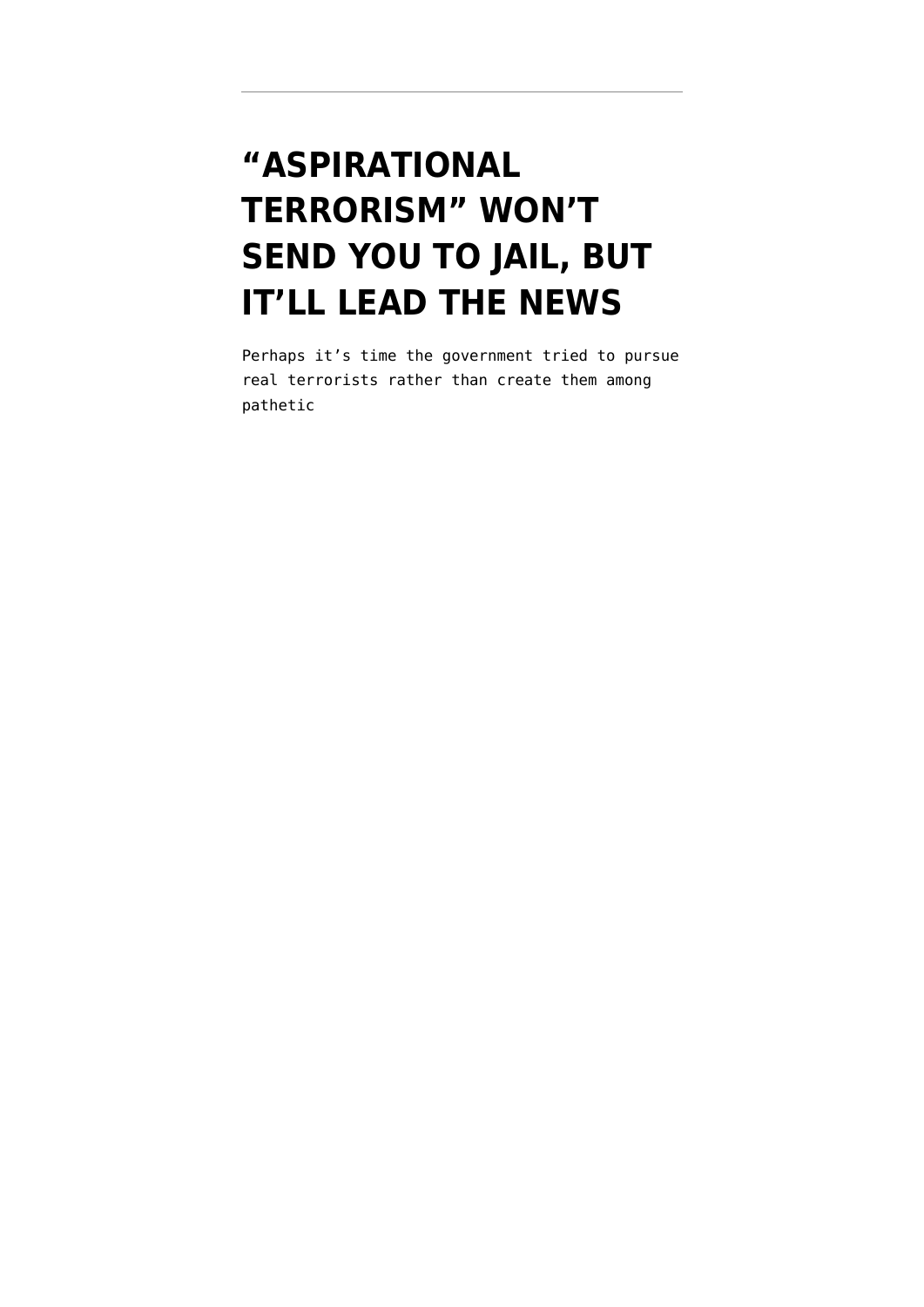# "ASPIRATIONAL TERRORISM" WON'T SEND YOU TO JAIL, BUT IT'LL LEAD THE NEWS

Perhaps it's time the government tried to pursue real terrorists rather than create them among pathetic